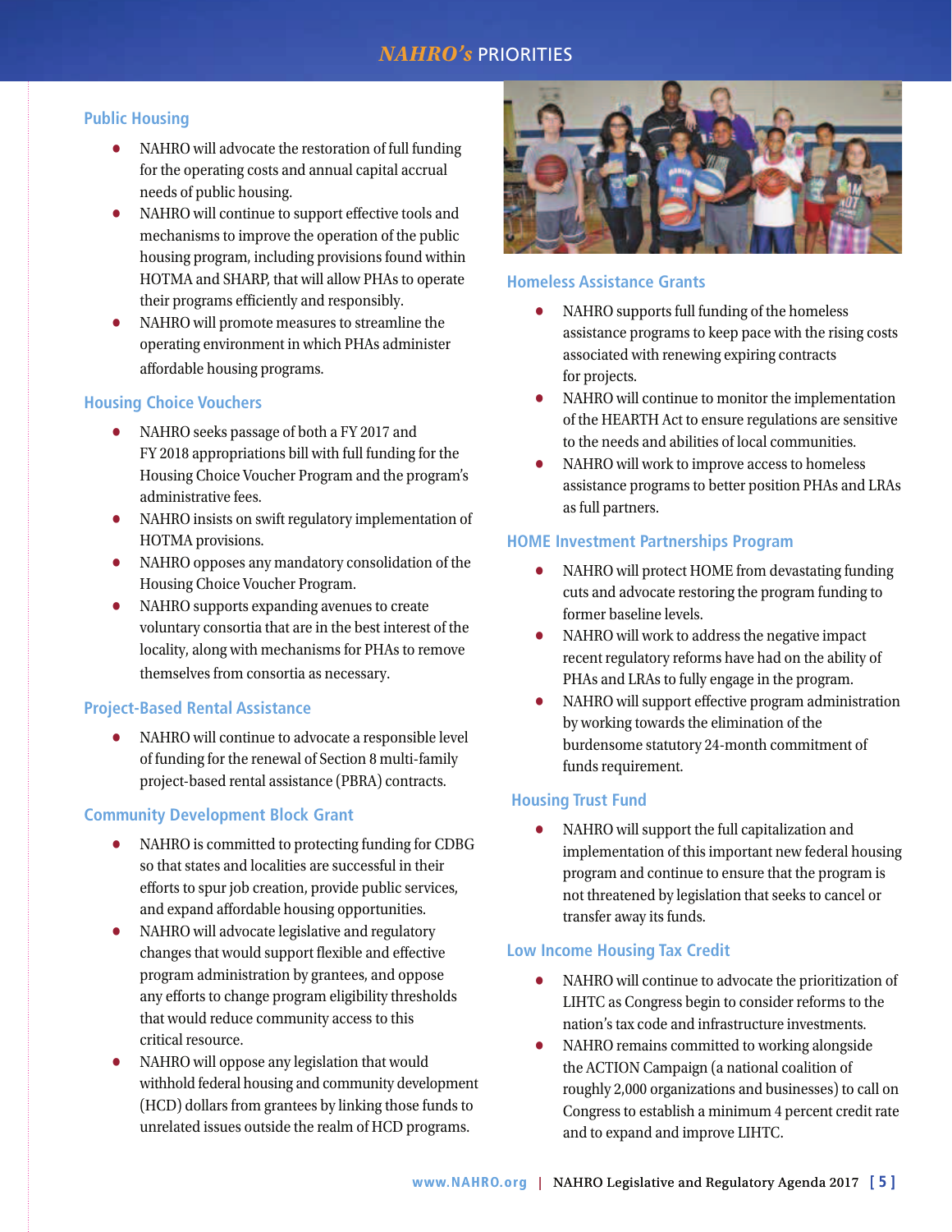# NAHRO's PRIORITIES

## Public Housing

- NAHRO will advocate the restoration of full funding for the operating costs and annual capital accrual needs of public housing.
- NAHRO will continue to support effective tools and mechanisms to improve the operation of the public housing program, including provisions found within HOTMA and SHARP, that will allow PHAs to operate their programs efficiently and responsibly.
- NAHRO will promote measures to streamline the operating environment in which PHAs administer affordable housing programs.

## Housing Choice Vouchers

- NAHRO seeks passage of both a FY 2017 and FY 2018 appropriations bill with full funding for the Housing Choice Voucher Program and the program's administrative fees.
- NAHRO insists on swift regulatory implementation of HOTMA provisions.
- NAHRO opposes any mandatory consolidation of the Housing Choice Voucher Program.
- NAHRO supports expanding avenues to create voluntary consortia that are in the best interest of the locality, along with mechanisms for PHAs to remove themselves from consortia as necessary.

## Project-Based Rental Assistance

- NAHRO will continue to advocate a responsible level of funding for the renewal of Section 8 multi-family project-based rental assistance (PBRA) contracts.

## Community Development Block Grant

- NAHRO is committed to protecting funding for CDBG so that states and localities are successful in their efforts to spur job creation, provide public services, and expand affordable housing opportunities.
- NAHRO will advocate legislative and regulatory changes that would support flexible and effective program administration by grantees, and oppose any efforts to change program eligibility thresholds that would reduce community access to this critical resource.
- NAHRO will oppose any legislation that would withhold federal housing and community development (HCD) dollars from grantees by linking those funds to unrelated issues outside the realm of HCD programs.

## Homeless Assistance Grants

- NAHRO supports full funding of the homeless assistance programs to keep pace with the rising costs associated with renewing expiring contracts for projects.
- NAHRO will continue to monitor the implementation of the HEARTH Act to ensure regulations are sensitive to the needs and abilities of local communities.
- NAHRO will work to improve access to homeless assistance programs to better position PHAs and LRAs as full partners.

## HOME Investment Partnerships Program

- NAHRO will protect HOME from devastating funding cuts and advocate restoring the program funding to former baseline levels.
- NAHRO will work to address the negative impact recent regulatory reforms have had on the ability of PHAs and LRAs to fully engage in the program.
- NAHRO will support effective program administration by working towards the elimination of the burdensome statutory 24-month commitment of funds requirement.

## Housing Trust Fund

- NAHRO will support the full capitalization and implementation of this important new federal housing program and continue to ensure that the program is not threatened by legislation that seeks to cancel or transfer away its funds.

## Low Income Housing Tax Credit

- NAHRO will continue to advocate the prioritization of LIHTC as Congress begin to consider reforms to the nation's tax code and infrastructure investments.
- NAHRO remains committed to working alongside the ACTION Campaign (a national coalition of roughly 2,000 organizations and businesses) to call on Congress to establish a minimum 4 percent credit rate and to expand and improve LIHTC.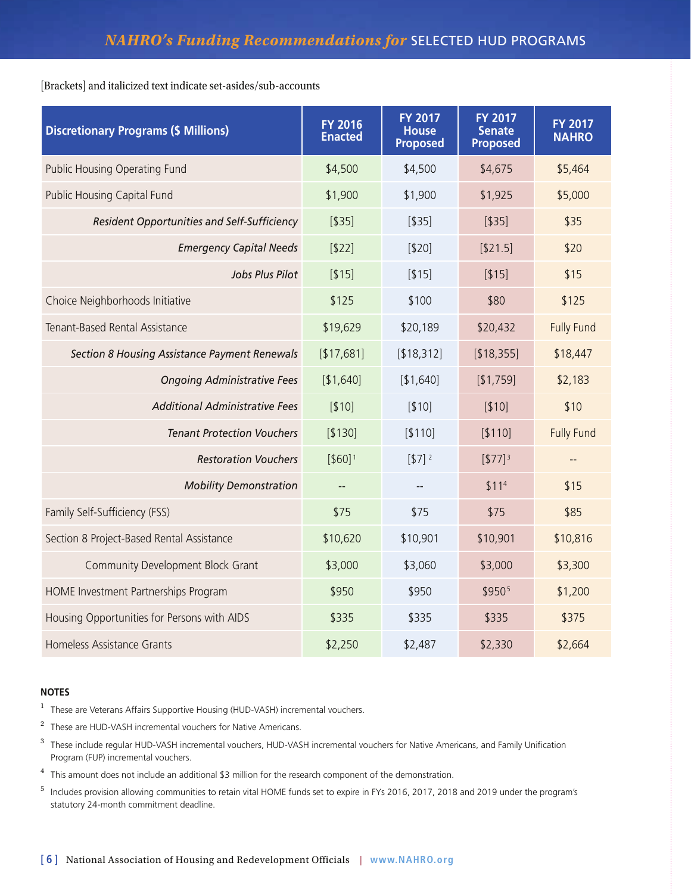## *NAHRO's Funding Recommendations for* SELECTED HUD PROGRAMS

[Brackets] and italicized text indicate set-asides/sub-accounts

| Discretionary Programs ($ Millions) | FY 2016 Enacted | FY 2017 House Proposed | FY 2017 Senate Proposed | FY 2017 NAHRO |
|---|---|---|---|---|
| Public Housing Operating Fund | $4,500 | $4,500 | $4,675 | $5,464 |
| Public Housing Capital Fund | $1,900 | $1,900 | $1,925 | $5,000 |
| *Resident Opportunities and Self-Sufficiency* | [$35] | [$35] | [$35] | $35 |
| *Emergency Capital Needs* | [$22] | [$20] | [$21.5] | $20 |
| *Jobs Plus Pilot* | [$15] | [$15] | [$15] | $15 |
| Choice Neighborhoods Initiative | $125 | $100 | $80 | $125 |
| Tenant-Based Rental Assistance | $19,629 | $20,189 | $20,432 | Fully Fund |
| *Section 8 Housing Assistance Payment Renewals* | [$17,681] | [$18,312] | [$18,355] | $18,447 |
| *Ongoing Administrative Fees* | [$1,640] | [$1,640] | [$1,759] | $2,183 |
| *Additional Administrative Fees* | [$10] | [$10] | [$10] | $10 |
| *Tenant Protection Vouchers* | [$130] | [$110] | [$110] | Fully Fund |
| *Restoration Vouchers* | [$60][1] | [$7][2] | [$77][3] | -- |
| *Mobility Demonstration* | -- | -- | $11[4] | $15 |
| Family Self-Sufficiency (FSS) | $75 | $75 | $75 | $85 |
| Section 8 Project-Based Rental Assistance | $10,620 | $10,901 | $10,901 | $10,816 |
| Community Development Block Grant | $3,000 | $3,060 | $3,000 | $3,300 |
| HOME Investment Partnerships Program | $950 | $950 | $950[5] | $1,200 |
| Housing Opportunities for Persons with AIDS | $335 | $335 | $335 | $375 |
| Homeless Assistance Grants | $2,250 | $2,487 | $2,330 | $2,664 |

**NOTES**

[1] These are Veterans Affairs Supportive Housing (HUD-VASH) incremental vouchers.

[2] These are HUD-VASH incremental vouchers for Native Americans.

[3] These include regular HUD-VASH incremental vouchers, HUD-VASH incremental vouchers for Native Americans, and Family Unification Program (FUP) incremental vouchers.

[4] This amount does not include an additional $3 million for the research component of the demonstration.

[5] Includes provision allowing communities to retain vital HOME funds set to expire in FYs 2016, 2017, 2018 and 2019 under the program's statutory 24-month commitment deadline.